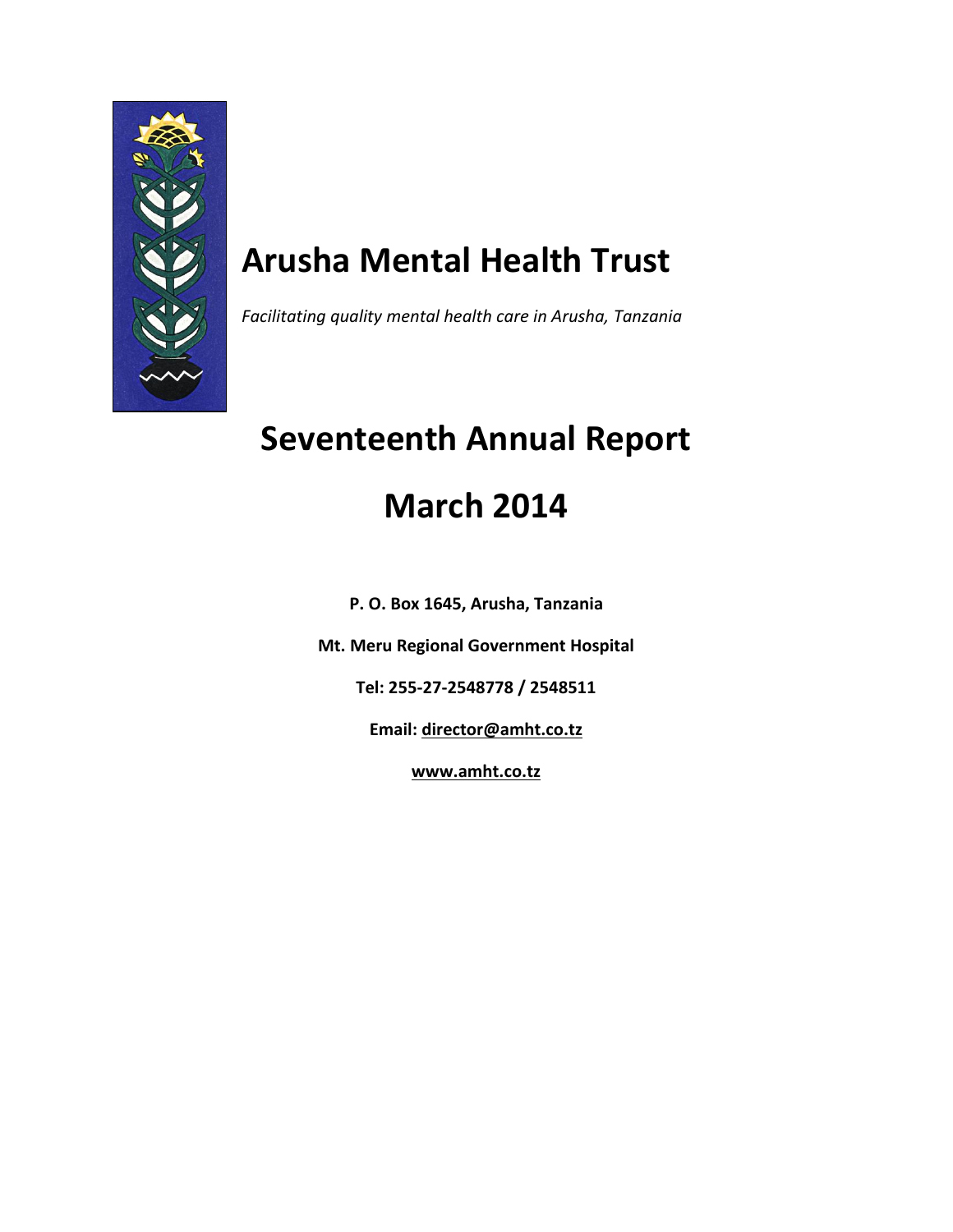# Arusha Mental Health Trust

*Facilitating quality mental health care in Arusha, Tanzania*

# Seventeenth Annual Report

# March 2014

**P. O. Box 1645, Arusha, Tanzania**

**Mt. Meru Regional Government Hospital**

**Tel: 255-27-2548778 / 2548511**

**Email: director@amht.co.tz**

**www.amht.co.tz**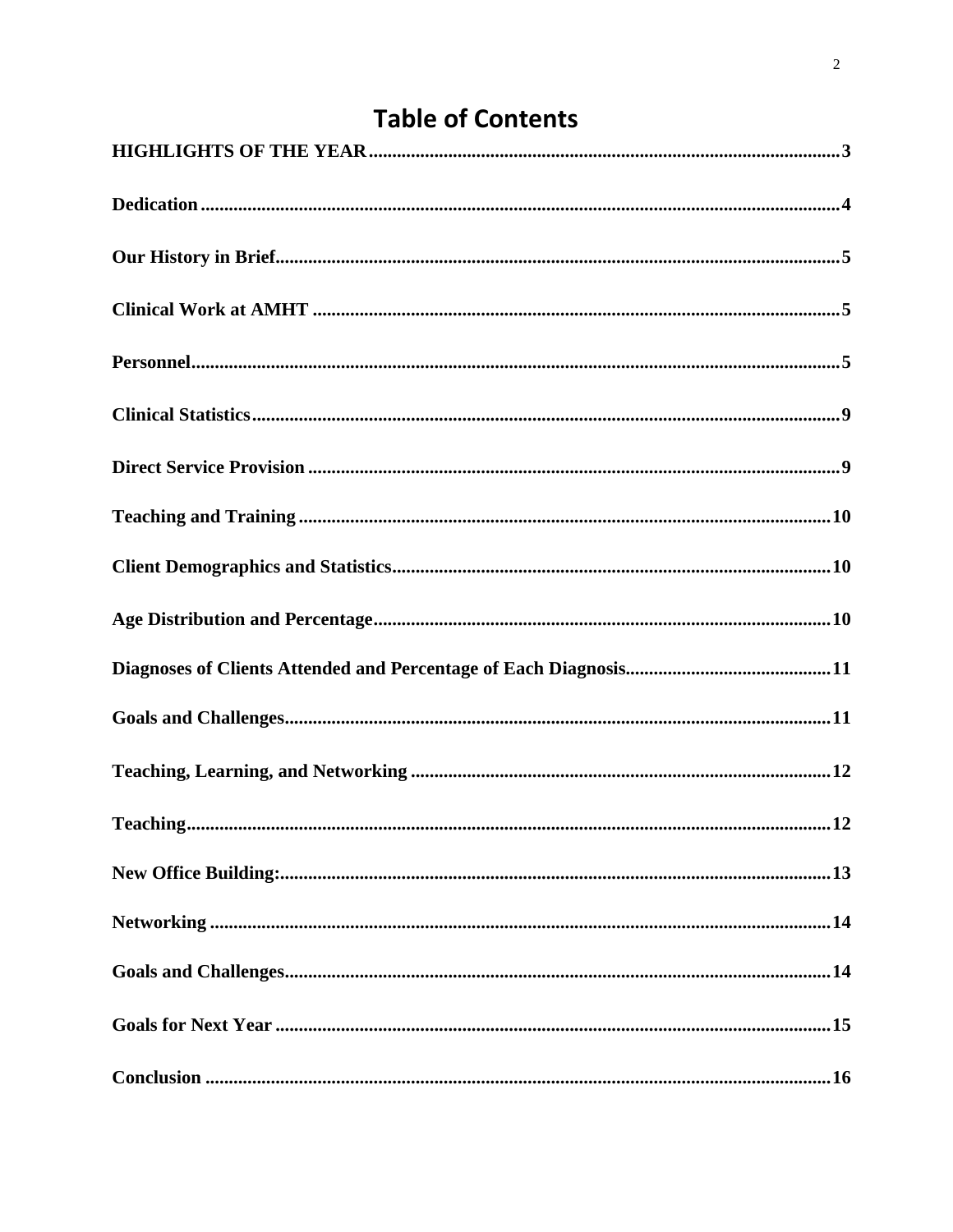# Table of Contents

| | |
|---|---|
| **HIGHLIGHTS OF THE YEAR** | **3** |
| **Dedication** | **4** |
| **Our History in Brief** | **5** |
| **Clinical Work at AMHT** | **5** |
| **Personnel** | **5** |
| **Clinical Statistics** | **9** |
| **Direct Service Provision** | **9** |
| **Teaching and Training** | **10** |
| **Client Demographics and Statistics** | **10** |
| **Age Distribution and Percentage** | **10** |
| **Diagnoses of Clients Attended and Percentage of Each Diagnosis** | **11** |
| **Goals and Challenges** | **11** |
| **Teaching, Learning, and Networking** | **12** |
| **Teaching** | **12** |
| **New Office Building:** | **13** |
| **Networking** | **14** |
| **Goals and Challenges** | **14** |
| **Goals for Next Year** | **15** |
| **Conclusion** | **16** |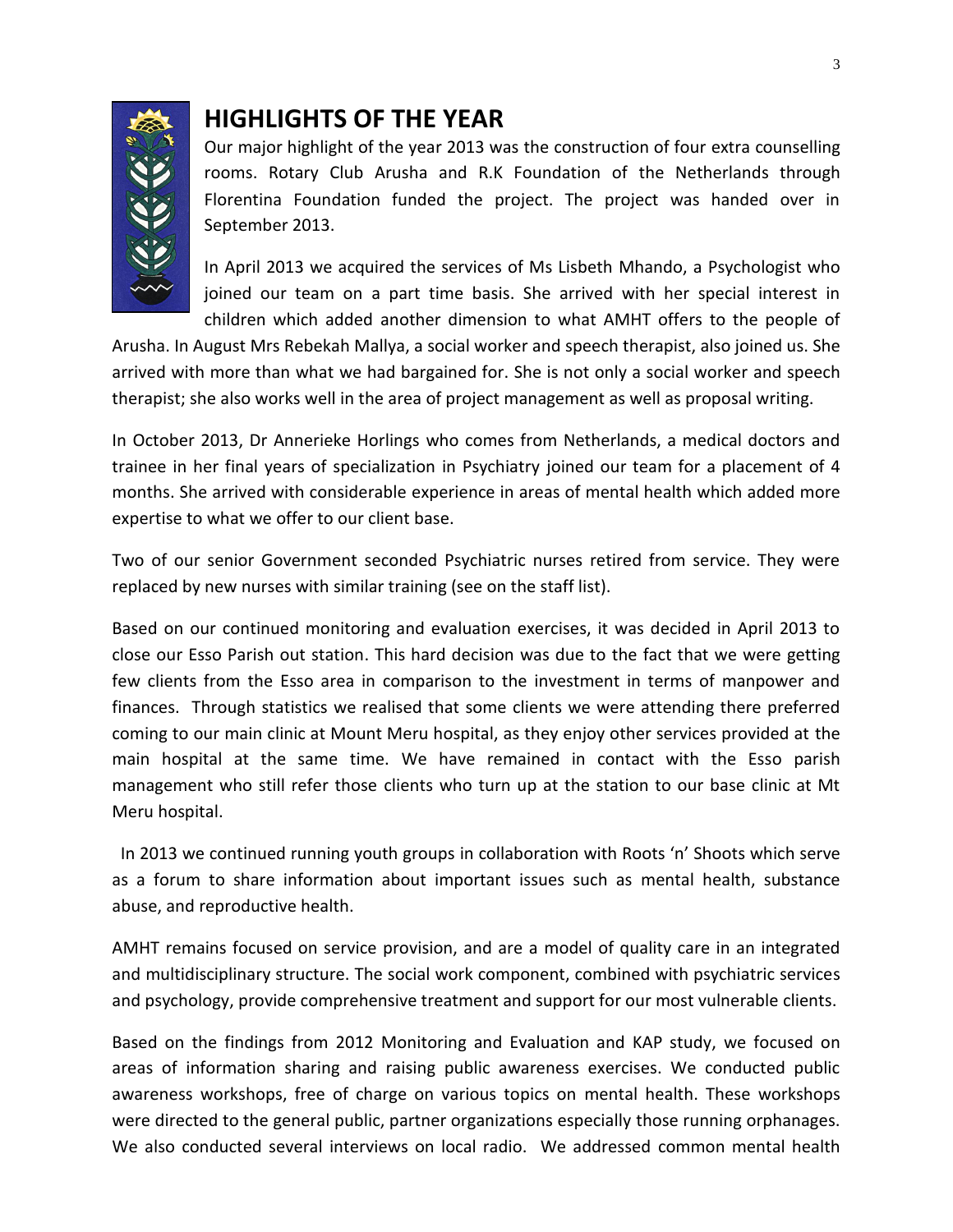# HIGHLIGHTS OF THE YEAR

Our major highlight of the year 2013 was the construction of four extra counselling rooms. Rotary Club Arusha and R.K Foundation of the Netherlands through Florentina Foundation funded the project. The project was handed over in September 2013.

In April 2013 we acquired the services of Ms Lisbeth Mhando, a Psychologist who joined our team on a part time basis. She arrived with her special interest in children which added another dimension to what AMHT offers to the people of Arusha. In August Mrs Rebekah Mallya, a social worker and speech therapist, also joined us. She arrived with more than what we had bargained for. She is not only a social worker and speech therapist; she also works well in the area of project management as well as proposal writing.

In October 2013, Dr Annerieke Horlings who comes from Netherlands, a medical doctors and trainee in her final years of specialization in Psychiatry joined our team for a placement of 4 months. She arrived with considerable experience in areas of mental health which added more expertise to what we offer to our client base.

Two of our senior Government seconded Psychiatric nurses retired from service. They were replaced by new nurses with similar training (see on the staff list).

Based on our continued monitoring and evaluation exercises, it was decided in April 2013 to close our Esso Parish out station. This hard decision was due to the fact that we were getting few clients from the Esso area in comparison to the investment in terms of manpower and finances. Through statistics we realised that some clients we were attending there preferred coming to our main clinic at Mount Meru hospital, as they enjoy other services provided at the main hospital at the same time. We have remained in contact with the Esso parish management who still refer those clients who turn up at the station to our base clinic at Mt Meru hospital.

In 2013 we continued running youth groups in collaboration with Roots 'n' Shoots which serve as a forum to share information about important issues such as mental health, substance abuse, and reproductive health.

AMHT remains focused on service provision, and are a model of quality care in an integrated and multidisciplinary structure. The social work component, combined with psychiatric services and psychology, provide comprehensive treatment and support for our most vulnerable clients.

Based on the findings from 2012 Monitoring and Evaluation and KAP study, we focused on areas of information sharing and raising public awareness exercises. We conducted public awareness workshops, free of charge on various topics on mental health. These workshops were directed to the general public, partner organizations especially those running orphanages. We also conducted several interviews on local radio. We addressed common mental health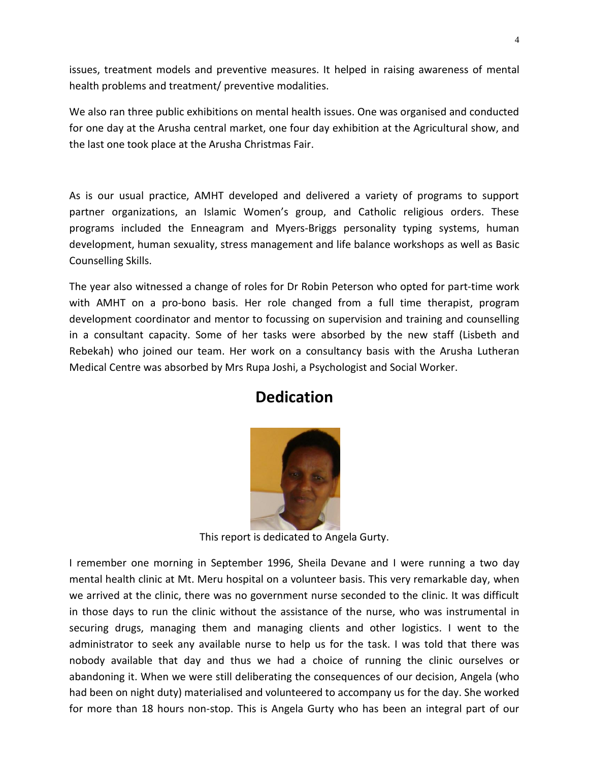issues, treatment models and preventive measures. It helped in raising awareness of mental health problems and treatment/ preventive modalities.

We also ran three public exhibitions on mental health issues. One was organised and conducted for one day at the Arusha central market, one four day exhibition at the Agricultural show, and the last one took place at the Arusha Christmas Fair.

As is our usual practice, AMHT developed and delivered a variety of programs to support partner organizations, an Islamic Women's group, and Catholic religious orders. These programs included the Enneagram and Myers-Briggs personality typing systems, human development, human sexuality, stress management and life balance workshops as well as Basic Counselling Skills.

The year also witnessed a change of roles for Dr Robin Peterson who opted for part-time work with AMHT on a pro-bono basis. Her role changed from a full time therapist, program development coordinator and mentor to focussing on supervision and training and counselling in a consultant capacity. Some of her tasks were absorbed by the new staff (Lisbeth and Rebekah) who joined our team. Her work on a consultancy basis with the Arusha Lutheran Medical Centre was absorbed by Mrs Rupa Joshi, a Psychologist and Social Worker.

## Dedication

This report is dedicated to Angela Gurty.

I remember one morning in September 1996, Sheila Devane and I were running a two day mental health clinic at Mt. Meru hospital on a volunteer basis. This very remarkable day, when we arrived at the clinic, there was no government nurse seconded to the clinic. It was difficult in those days to run the clinic without the assistance of the nurse, who was instrumental in securing drugs, managing them and managing clients and other logistics. I went to the administrator to seek any available nurse to help us for the task. I was told that there was nobody available that day and thus we had a choice of running the clinic ourselves or abandoning it. When we were still deliberating the consequences of our decision, Angela (who had been on night duty) materialised and volunteered to accompany us for the day. She worked for more than 18 hours non-stop. This is Angela Gurty who has been an integral part of our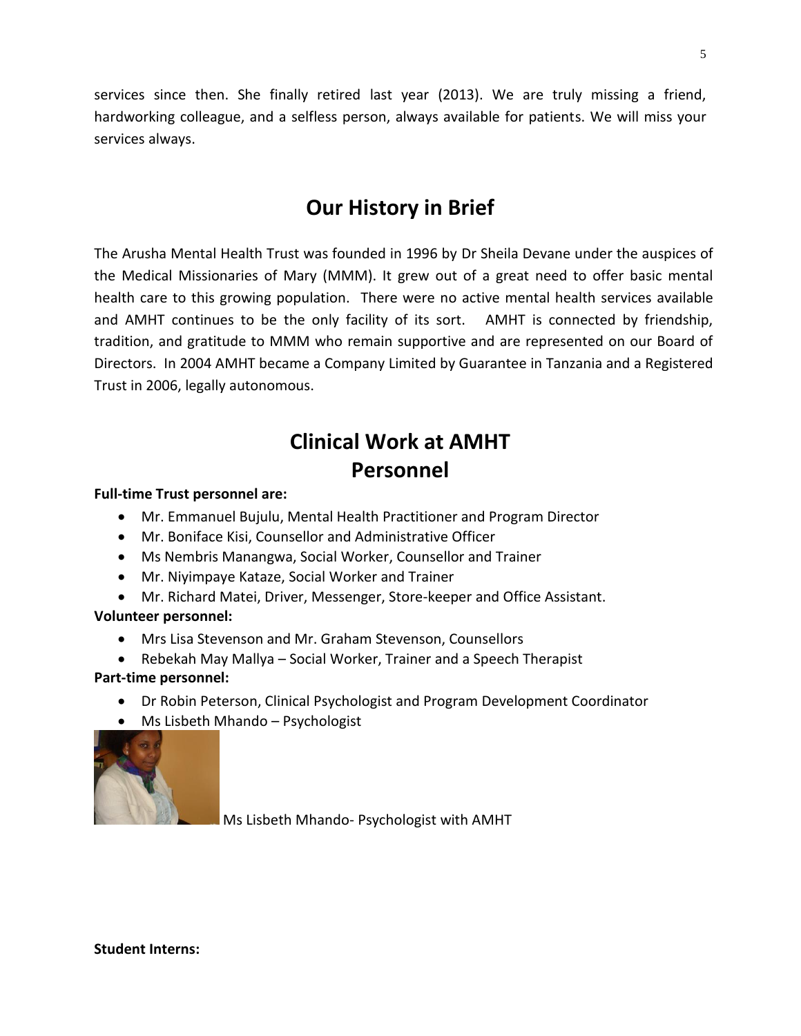services since then. She finally retired last year (2013). We are truly missing a friend, hardworking colleague, and a selfless person, always available for patients. We will miss your services always.

# Our History in Brief

The Arusha Mental Health Trust was founded in 1996 by Dr Sheila Devane under the auspices of the Medical Missionaries of Mary (MMM). It grew out of a great need to offer basic mental health care to this growing population. There were no active mental health services available and AMHT continues to be the only facility of its sort. AMHT is connected by friendship, tradition, and gratitude to MMM who remain supportive and are represented on our Board of Directors. In 2004 AMHT became a Company Limited by Guarantee in Tanzania and a Registered Trust in 2006, legally autonomous.

# Clinical Work at AMHT

## Personnel

**Full-time Trust personnel are:**

- Mr. Emmanuel Bujulu, Mental Health Practitioner and Program Director
- Mr. Boniface Kisi, Counsellor and Administrative Officer
- Ms Nembris Manangwa, Social Worker, Counsellor and Trainer
- Mr. Niyimpaye Kataze, Social Worker and Trainer
- Mr. Richard Matei, Driver, Messenger, Store-keeper and Office Assistant.

**Volunteer personnel:**

- Mrs Lisa Stevenson and Mr. Graham Stevenson, Counsellors
- Rebekah May Mallya – Social Worker, Trainer and a Speech Therapist

**Part-time personnel:**

- Dr Robin Peterson, Clinical Psychologist and Program Development Coordinator
- Ms Lisbeth Mhando – Psychologist

Ms Lisbeth Mhando- Psychologist with AMHT

**Student Interns:**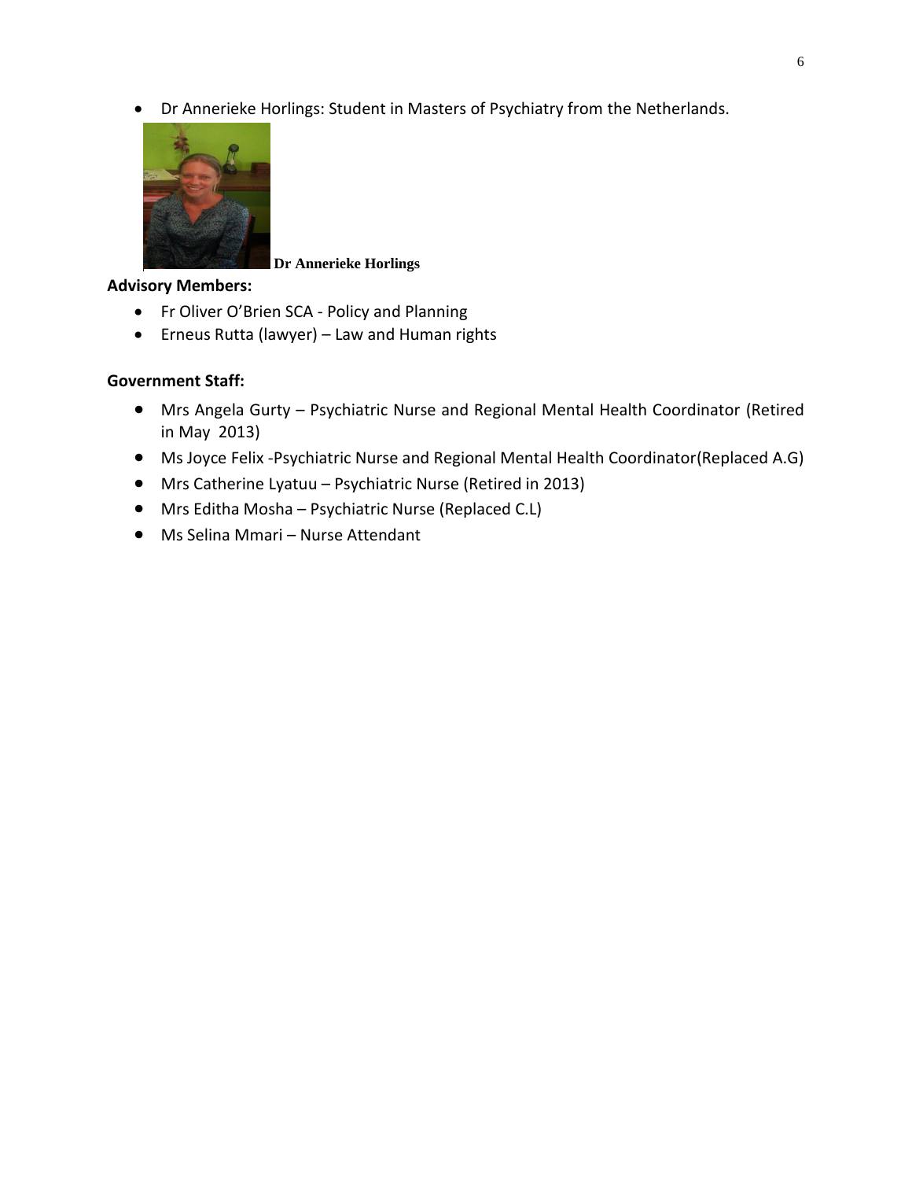- Dr Annerieke Horlings: Student in Masters of Psychiatry from the Netherlands.

Dr Annerieke Horlings

**Advisory Members:**

- Fr Oliver O'Brien SCA - Policy and Planning
- Erneus Rutta (lawyer) – Law and Human rights

**Government Staff:**

- Mrs Angela Gurty – Psychiatric Nurse and Regional Mental Health Coordinator (Retired in May 2013)
- Ms Joyce Felix -Psychiatric Nurse and Regional Mental Health Coordinator(Replaced A.G)
- Mrs Catherine Lyatuu – Psychiatric Nurse (Retired in 2013)
- Mrs Editha Mosha – Psychiatric Nurse (Replaced C.L)
- Ms Selina Mmari – Nurse Attendant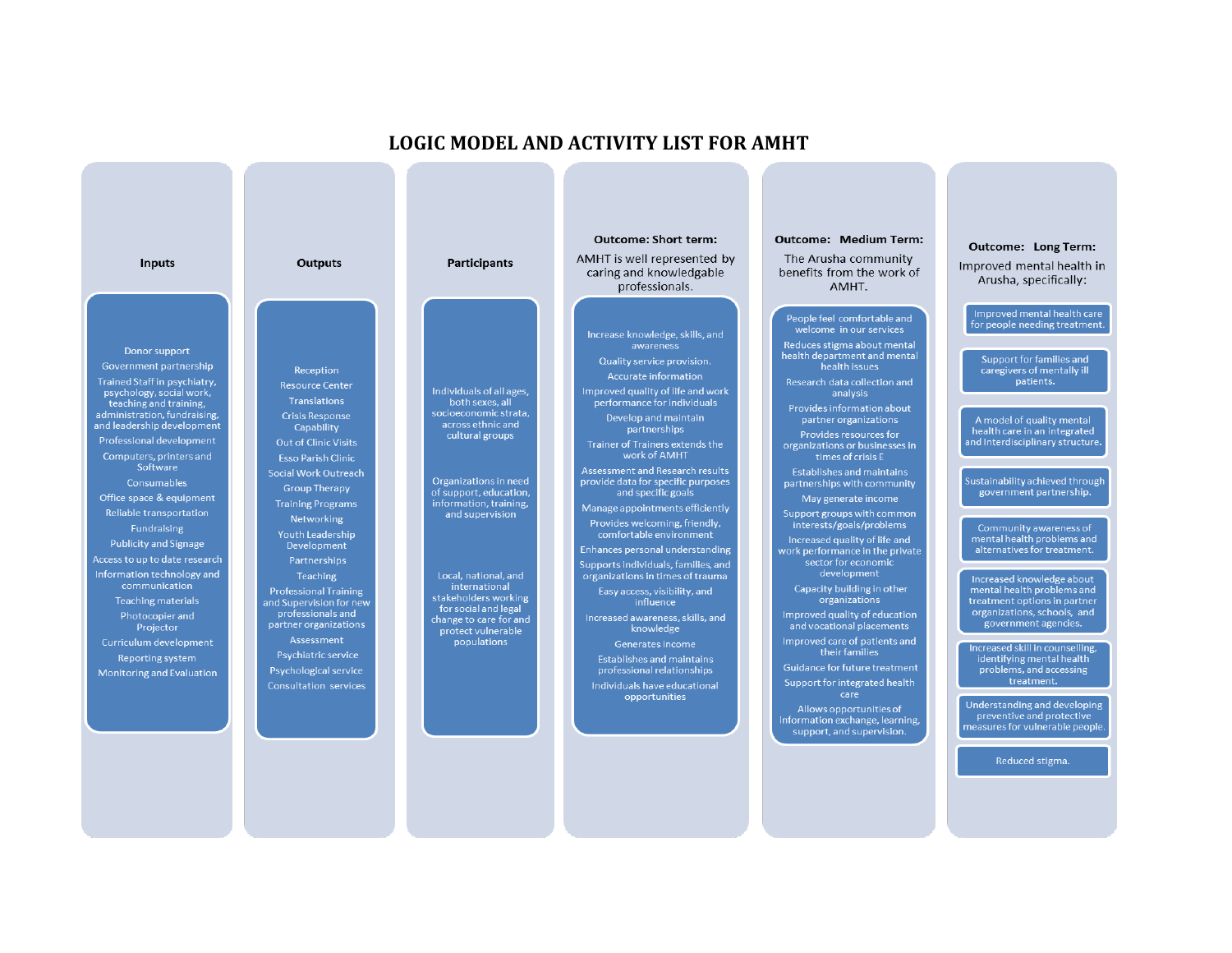# LOGIC MODEL AND ACTIVITY LIST FOR AMHT

## Inputs

- Donor support
- Government partnership
- Trained Staff in psychiatry, psychology, social work, teaching and training, administration, fundraising, and leadership development
- Professional development
- Computers, printers and Software
- Consumables
- Office space & equipment
- Reliable transportation
- Fundraising
- Publicity and Signage
- Access to up to date research
- Information technology and communication
- Teaching materials
- Photocopier and Projector
- Curriculum development
- Reporting system
- Monitoring and Evaluation

## Outputs

- Reception
- Resource Center
- Translations
- Crisis Response Capability
- Out of Clinic Visits
- Esso Parish Clinic
- Social Work Outreach
- Group Therapy
- Training Programs
- Networking
- Youth Leadership Development
- Partnerships
- Teaching
- Professional Training and Supervision for new professionals and partner organizations
- Assessment
- Psychiatric service
- Psychological service
- Consultation services

## Participants

- Individuals of all ages, both sexes, all socioeconomic strata, across ethnic and cultural groups
- Organizations in need of support, education, information, training, and supervision
- Local, national, and international stakeholders working for social and legal change to care for and protect vulnerable populations

## Outcome: Short term:

AMHT is well represented by caring and knowledgable professionals.

- Increase knowledge, skills, and awareness
- Quality service provision.
- Accurate information
- Improved quality of life and work performance for individuals
- Develop and maintain partnerships
- Trainer of Trainers extends the work of AMHT
- Assessment and Research results provide data for specific purposes and specific goals
- Manage appointments efficiently
- Provides welcoming, friendly, comfortable environment
- Enhances personal understanding
- Supports individuals, families, and organizations in times of trauma
- Easy access, visibility, and influence
- Increased awareness, skills, and knowledge
- Generates income
- Establishes and maintains professional relationships
- Individuals have educational opportunities

## Outcome: Medium Term:

The Arusha community benefits from the work of AMHT.

- People feel comfortable and welcome in our services
- Reduces stigma about mental health department and mental health issues
- Research data collection and analysis
- Provides information about partner organizations
- Provides resources for organizations or businesses in times of crisis E
- Establishes and maintains partnerships with community
- May generate income
- Support groups with common interests/goals/problems
- Increased quality of life and work performance in the private sector for economic development
- Capacity building in other organizations
- Improved quality of education and vocational placements
- Improved care of patients and their families
- Guidance for future treatment
- Support for integrated health care
- Allows opportunities of information exchange, learning, support, and supervision.

## Outcome: Long Term:

Improved mental health in Arusha, specifically:

- Improved mental health care for people needing treatment.
- Support for families and caregivers of mentally ill patients.
- A model of quality mental health care in an integrated and Interdisciplinary structure.
- Sustainability achieved through government partnership.
- Community awareness of mental health problems and alternatives for treatment.
- Increased knowledge about mental health problems and treatment options in partner organizations, schools, and government agencies.
- Increased skill in counselling, identifying mental health problems, and accessing treatment.
- Understanding and developing preventive and protective measures for vulnerable people.
- Reduced stigma.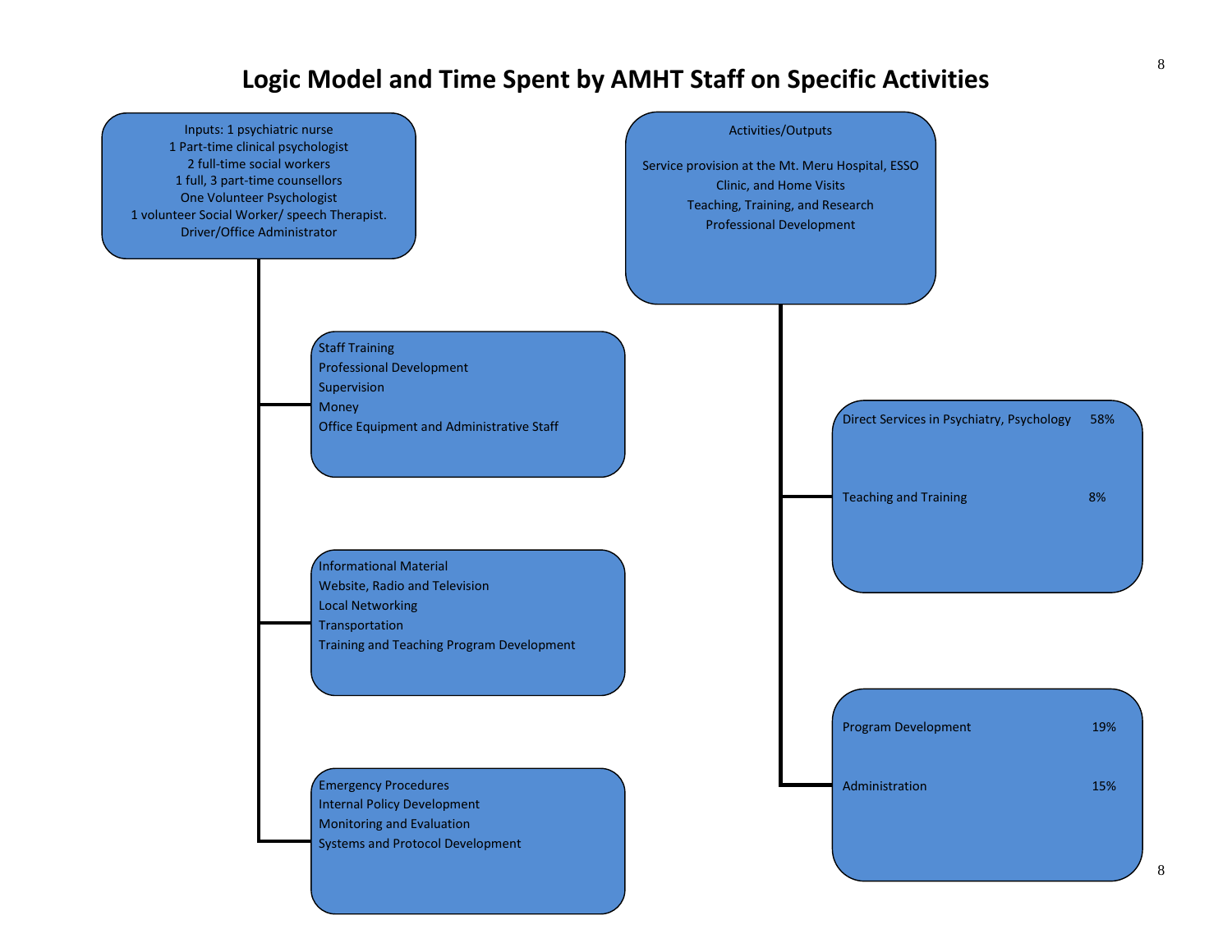# Logic Model and Time Spent by AMHT Staff on Specific Activities

**Inputs:**
- 1 psychiatric nurse
- 1 Part-time clinical psychologist
- 2 full-time social workers
- 1 full, 3 part-time counsellors
- One Volunteer Psychologist
- 1 volunteer Social Worker/ speech Therapist.
- Driver/Office Administrator

- Staff Training
- Professional Development
- Supervision
- Money
- Office Equipment and Administrative Staff

- Informational Material
- Website, Radio and Television
- Local Networking
- Transportation
- Training and Teaching Program Development

- Emergency Procedures
- Internal Policy Development
- Monitoring and Evaluation
- Systems and Protocol Development

**Activities/Outputs**

- Service provision at the Mt. Meru Hospital, ESSO Clinic, and Home Visits
- Teaching, Training, and Research
- Professional Development

| Activity | Time Spent |
|---|---|
| Direct Services in Psychiatry, Psychology | 58% |
| Teaching and Training | 8% |
| Program Development | 19% |
| Administration | 15% |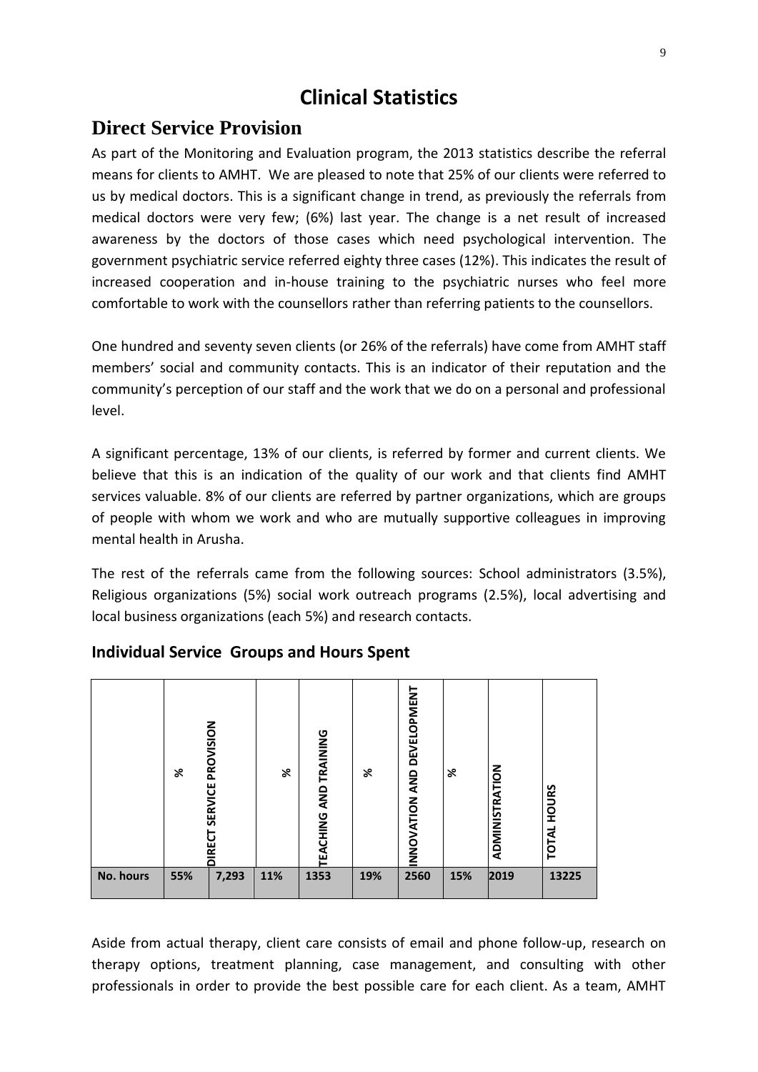# Clinical Statistics

## Direct Service Provision

As part of the Monitoring and Evaluation program, the 2013 statistics describe the referral means for clients to AMHT. We are pleased to note that 25% of our clients were referred to us by medical doctors. This is a significant change in trend, as previously the referrals from medical doctors were very few; (6%) last year. The change is a net result of increased awareness by the doctors of those cases which need psychological intervention. The government psychiatric service referred eighty three cases (12%). This indicates the result of increased cooperation and in-house training to the psychiatric nurses who feel more comfortable to work with the counsellors rather than referring patients to the counsellors.

One hundred and seventy seven clients (or 26% of the referrals) have come from AMHT staff members' social and community contacts. This is an indicator of their reputation and the community's perception of our staff and the work that we do on a personal and professional level.

A significant percentage, 13% of our clients, is referred by former and current clients. We believe that this is an indication of the quality of our work and that clients find AMHT services valuable. 8% of our clients are referred by partner organizations, which are groups of people with whom we work and who are mutually supportive colleagues in improving mental health in Arusha.

The rest of the referrals came from the following sources: School administrators (3.5%), Religious organizations (5%) social work outreach programs (2.5%), local advertising and local business organizations (each 5%) and research contacts.

### Individual Service Groups and Hours Spent

| | % | DIRECT SERVICE PROVISION | % | TEACHING AND TRAINING | % | INNOVATION AND DEVELOPMENT | % | ADMINISTRATION | TOTAL HOURS |
|---|---|---|---|---|---|---|---|---|---|
| **No. hours** | **55%** | **7,293** | **11%** | **1353** | **19%** | **2560** | **15%** | **2019** | **13225** |

Aside from actual therapy, client care consists of email and phone follow-up, research on therapy options, treatment planning, case management, and consulting with other professionals in order to provide the best possible care for each client. As a team, AMHT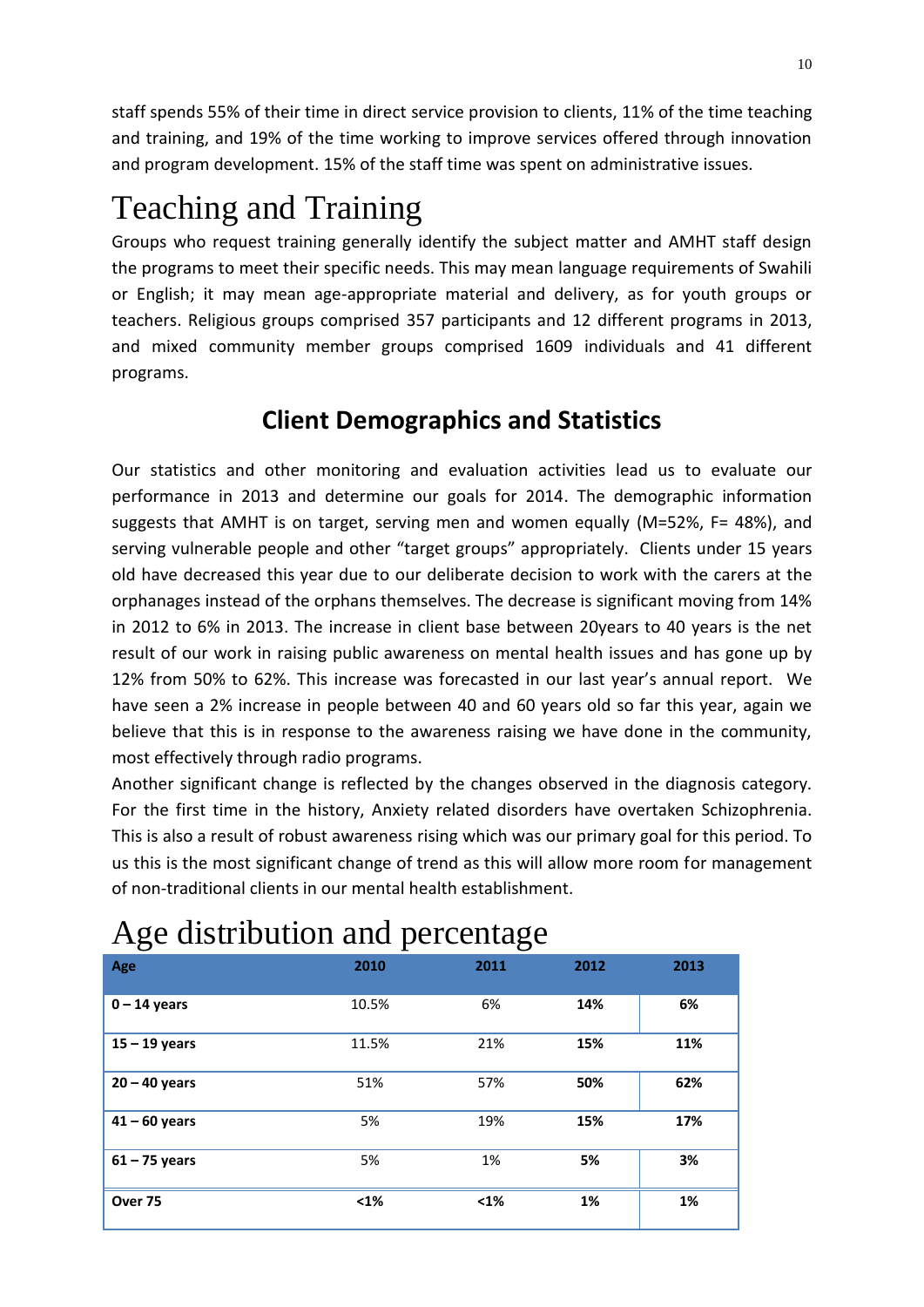staff spends 55% of their time in direct service provision to clients, 11% of the time teaching and training, and 19% of the time working to improve services offered through innovation and program development. 15% of the staff time was spent on administrative issues.

# Teaching and Training

Groups who request training generally identify the subject matter and AMHT staff design the programs to meet their specific needs. This may mean language requirements of Swahili or English; it may mean age-appropriate material and delivery, as for youth groups or teachers. Religious groups comprised 357 participants and 12 different programs in 2013, and mixed community member groups comprised 1609 individuals and 41 different programs.

## Client Demographics and Statistics

Our statistics and other monitoring and evaluation activities lead us to evaluate our performance in 2013 and determine our goals for 2014. The demographic information suggests that AMHT is on target, serving men and women equally (M=52%, F= 48%), and serving vulnerable people and other "target groups" appropriately. Clients under 15 years old have decreased this year due to our deliberate decision to work with the carers at the orphanages instead of the orphans themselves. The decrease is significant moving from 14% in 2012 to 6% in 2013. The increase in client base between 20years to 40 years is the net result of our work in raising public awareness on mental health issues and has gone up by 12% from 50% to 62%. This increase was forecasted in our last year's annual report. We have seen a 2% increase in people between 40 and 60 years old so far this year, again we believe that this is in response to the awareness raising we have done in the community, most effectively through radio programs.

Another significant change is reflected by the changes observed in the diagnosis category. For the first time in the history, Anxiety related disorders have overtaken Schizophrenia. This is also a result of robust awareness rising which was our primary goal for this period. To us this is the most significant change of trend as this will allow more room for management of non-traditional clients in our mental health establishment.

# Age distribution and percentage

| Age | 2010 | 2011 | 2012 | 2013 |
|---|---|---|---|---|
| **0 – 14 years** | 10.5% | 6% | **14%** | **6%** |
| **15 – 19 years** | 11.5% | 21% | **15%** | **11%** |
| **20 – 40 years** | 51% | 57% | **50%** | **62%** |
| **41 – 60 years** | 5% | 19% | **15%** | **17%** |
| **61 – 75 years** | 5% | 1% | **5%** | **3%** |
| **Over 75** | **<1%** | **<1%** | **1%** | **1%** |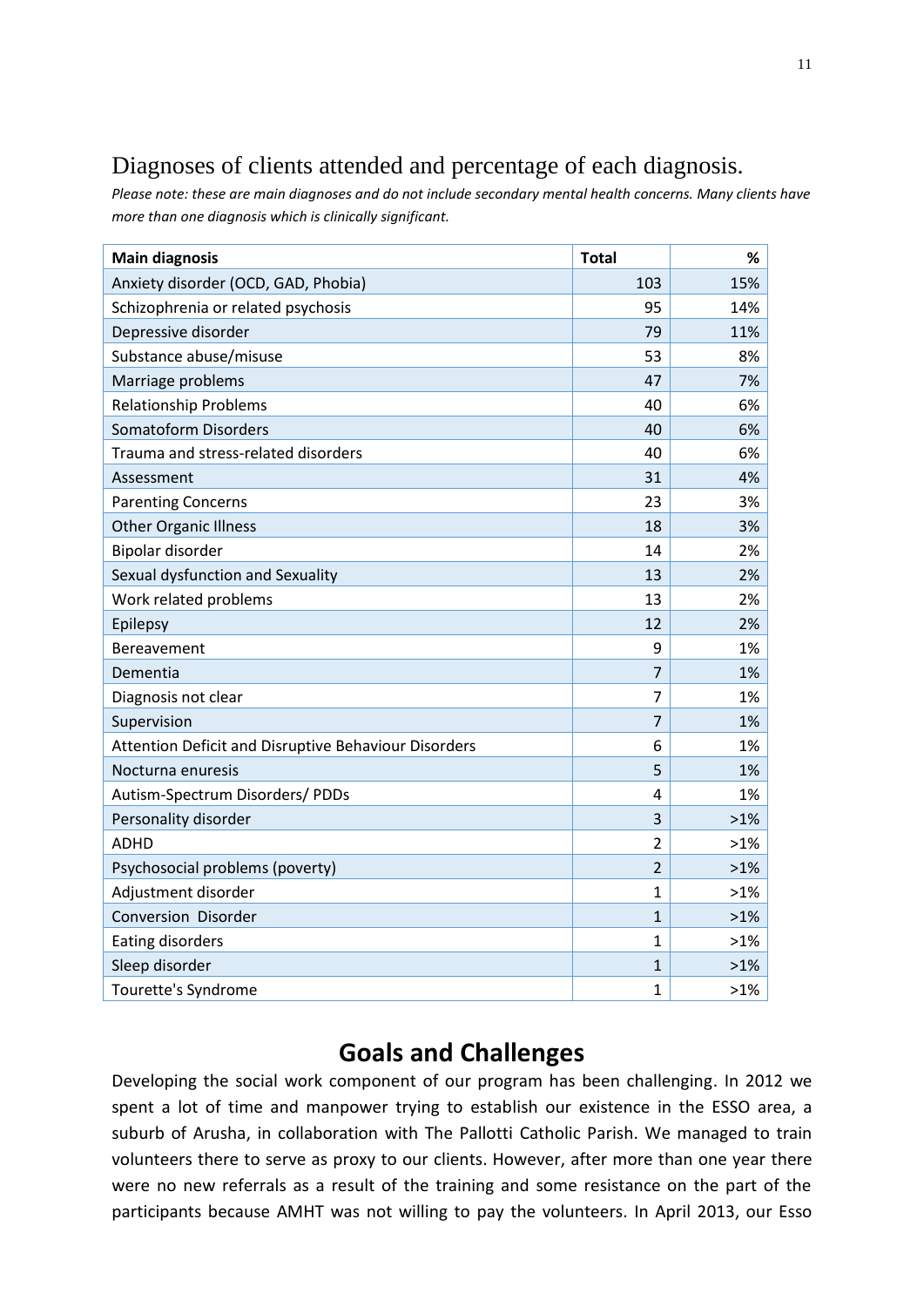## Diagnoses of clients attended and percentage of each diagnosis.

*Please note: these are main diagnoses and do not include secondary mental health concerns. Many clients have more than one diagnosis which is clinically significant.*

| Main diagnosis | Total | % |
|---|---|---|
| Anxiety disorder (OCD, GAD, Phobia) | 103 | 15% |
| Schizophrenia or related psychosis | 95 | 14% |
| Depressive disorder | 79 | 11% |
| Substance abuse/misuse | 53 | 8% |
| Marriage problems | 47 | 7% |
| Relationship Problems | 40 | 6% |
| Somatoform Disorders | 40 | 6% |
| Trauma and stress-related disorders | 40 | 6% |
| Assessment | 31 | 4% |
| Parenting Concerns | 23 | 3% |
| Other Organic Illness | 18 | 3% |
| Bipolar disorder | 14 | 2% |
| Sexual dysfunction and Sexuality | 13 | 2% |
| Work related problems | 13 | 2% |
| Epilepsy | 12 | 2% |
| Bereavement | 9 | 1% |
| Dementia | 7 | 1% |
| Diagnosis not clear | 7 | 1% |
| Supervision | 7 | 1% |
| Attention Deficit and Disruptive Behaviour Disorders | 6 | 1% |
| Nocturna enuresis | 5 | 1% |
| Autism-Spectrum Disorders/ PDDs | 4 | 1% |
| Personality disorder | 3 | >1% |
| ADHD | 2 | >1% |
| Psychosocial problems (poverty) | 2 | >1% |
| Adjustment disorder | 1 | >1% |
| Conversion Disorder | 1 | >1% |
| Eating disorders | 1 | >1% |
| Sleep disorder | 1 | >1% |
| Tourette's Syndrome | 1 | >1% |

# Goals and Challenges

Developing the social work component of our program has been challenging. In 2012 we spent a lot of time and manpower trying to establish our existence in the ESSO area, a suburb of Arusha, in collaboration with The Pallotti Catholic Parish. We managed to train volunteers there to serve as proxy to our clients. However, after more than one year there were no new referrals as a result of the training and some resistance on the part of the participants because AMHT was not willing to pay the volunteers. In April 2013, our Esso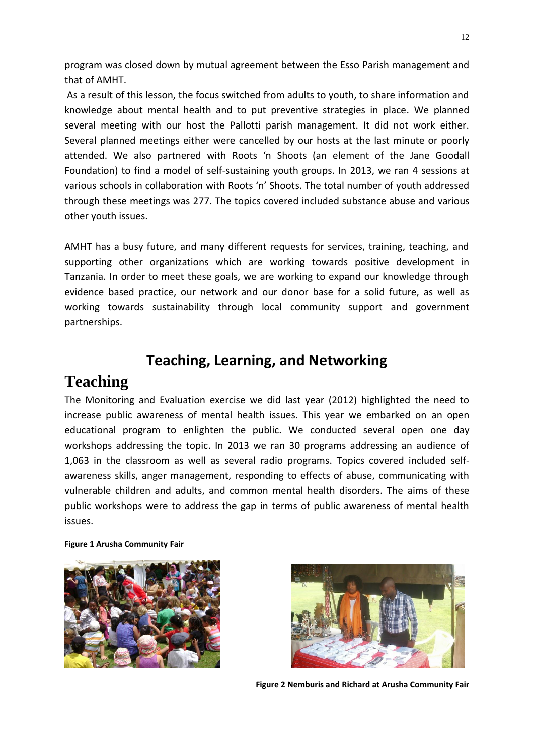program was closed down by mutual agreement between the Esso Parish management and that of AMHT.

As a result of this lesson, the focus switched from adults to youth, to share information and knowledge about mental health and to put preventive strategies in place. We planned several meeting with our host the Pallotti parish management. It did not work either. Several planned meetings either were cancelled by our hosts at the last minute or poorly attended. We also partnered with Roots 'n Shoots (an element of the Jane Goodall Foundation) to find a model of self-sustaining youth groups. In 2013, we ran 4 sessions at various schools in collaboration with Roots 'n' Shoots. The total number of youth addressed through these meetings was 277. The topics covered included substance abuse and various other youth issues.

AMHT has a busy future, and many different requests for services, training, teaching, and supporting other organizations which are working towards positive development in Tanzania. In order to meet these goals, we are working to expand our knowledge through evidence based practice, our network and our donor base for a solid future, as well as working towards sustainability through local community support and government partnerships.

## Teaching, Learning, and Networking

# Teaching

The Monitoring and Evaluation exercise we did last year (2012) highlighted the need to increase public awareness of mental health issues. This year we embarked on an open educational program to enlighten the public. We conducted several open one day workshops addressing the topic. In 2013 we ran 30 programs addressing an audience of 1,063 in the classroom as well as several radio programs. Topics covered included self-awareness skills, anger management, responding to effects of abuse, communicating with vulnerable children and adults, and common mental health disorders. The aims of these public workshops were to address the gap in terms of public awareness of mental health issues.

**Figure 1 Arusha Community Fair**

**Figure 2 Nemburis and Richard at Arusha Community Fair**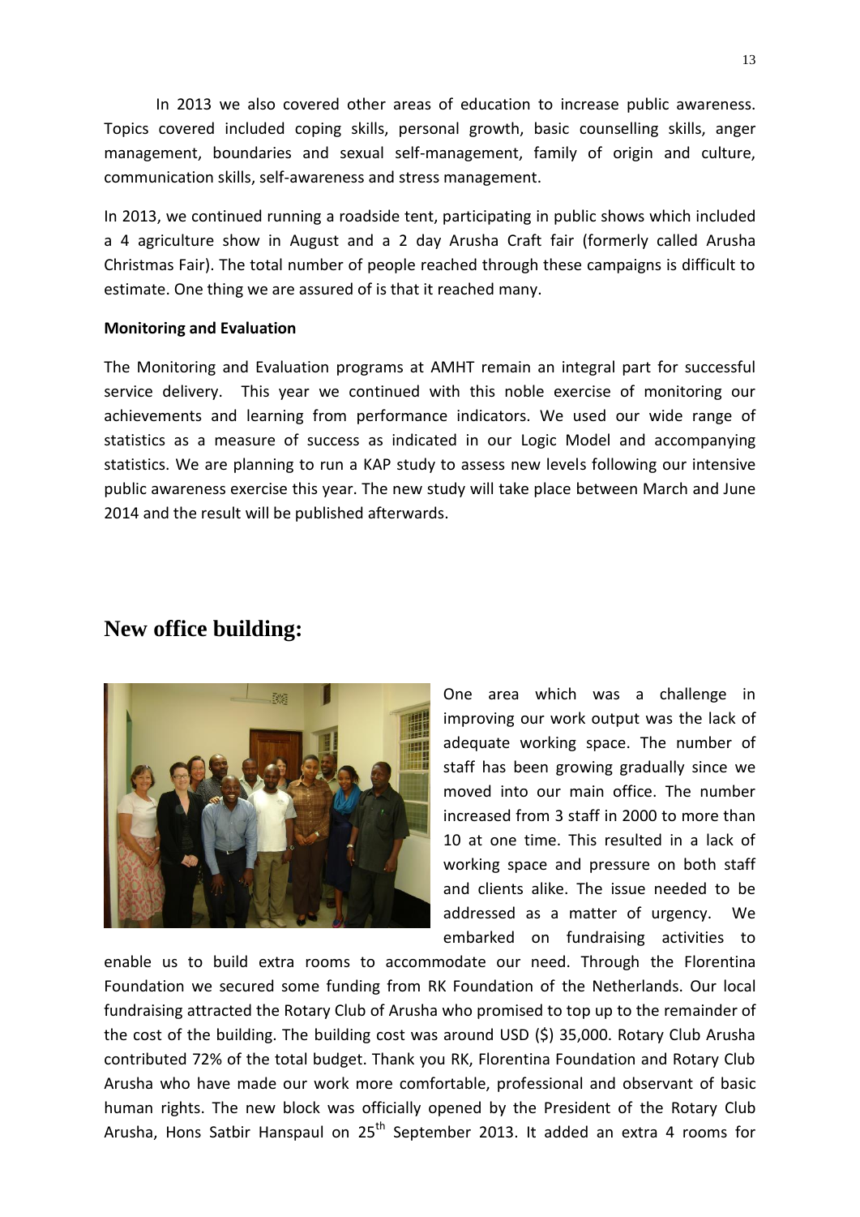In 2013 we also covered other areas of education to increase public awareness. Topics covered included coping skills, personal growth, basic counselling skills, anger management, boundaries and sexual self-management, family of origin and culture, communication skills, self-awareness and stress management.

In 2013, we continued running a roadside tent, participating in public shows which included a 4 agriculture show in August and a 2 day Arusha Craft fair (formerly called Arusha Christmas Fair). The total number of people reached through these campaigns is difficult to estimate. One thing we are assured of is that it reached many.

**Monitoring and Evaluation**

The Monitoring and Evaluation programs at AMHT remain an integral part for successful service delivery. This year we continued with this noble exercise of monitoring our achievements and learning from performance indicators. We used our wide range of statistics as a measure of success as indicated in our Logic Model and accompanying statistics. We are planning to run a KAP study to assess new levels following our intensive public awareness exercise this year. The new study will take place between March and June 2014 and the result will be published afterwards.

## New office building:

One area which was a challenge in improving our work output was the lack of adequate working space. The number of staff has been growing gradually since we moved into our main office. The number increased from 3 staff in 2000 to more than 10 at one time. This resulted in a lack of working space and pressure on both staff and clients alike. The issue needed to be addressed as a matter of urgency. We embarked on fundraising activities to enable us to build extra rooms to accommodate our need. Through the Florentina Foundation we secured some funding from RK Foundation of the Netherlands. Our local fundraising attracted the Rotary Club of Arusha who promised to top up to the remainder of the cost of the building. The building cost was around USD ($) 35,000. Rotary Club Arusha contributed 72% of the total budget. Thank you RK, Florentina Foundation and Rotary Club Arusha who have made our work more comfortable, professional and observant of basic human rights. The new block was officially opened by the President of the Rotary Club Arusha, Hons Satbir Hanspaul on 25th September 2013. It added an extra 4 rooms for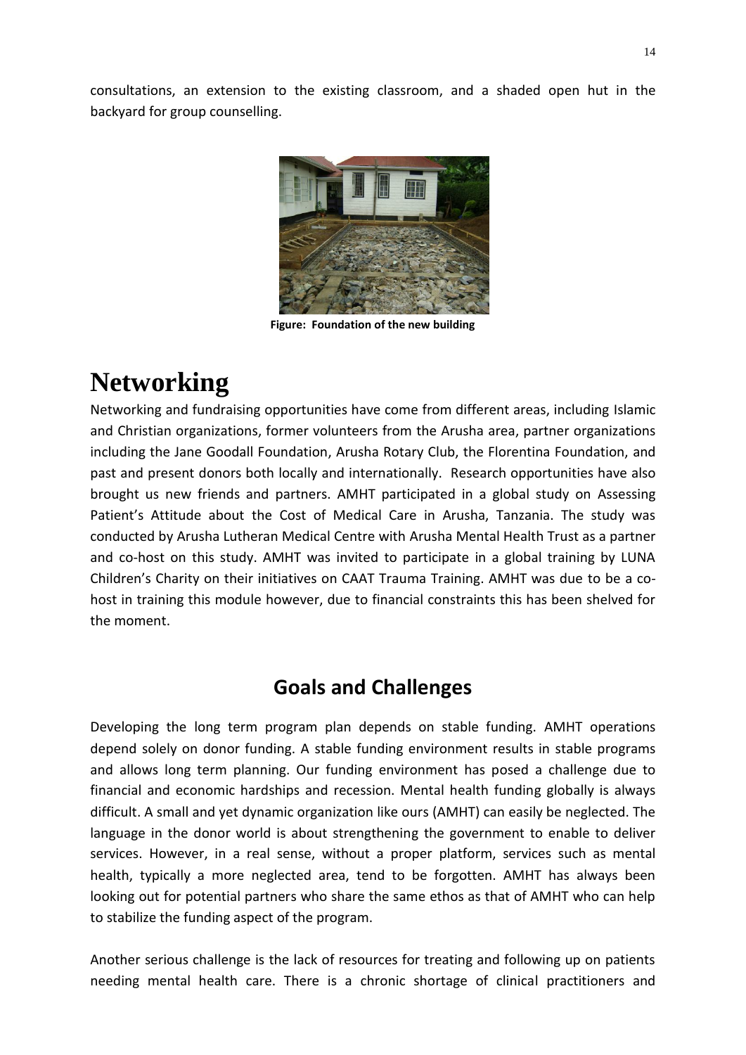consultations, an extension to the existing classroom, and a shaded open hut in the backyard for group counselling.

**Figure: Foundation of the new building**

# Networking

Networking and fundraising opportunities have come from different areas, including Islamic and Christian organizations, former volunteers from the Arusha area, partner organizations including the Jane Goodall Foundation, Arusha Rotary Club, the Florentina Foundation, and past and present donors both locally and internationally. Research opportunities have also brought us new friends and partners. AMHT participated in a global study on Assessing Patient's Attitude about the Cost of Medical Care in Arusha, Tanzania. The study was conducted by Arusha Lutheran Medical Centre with Arusha Mental Health Trust as a partner and co-host on this study. AMHT was invited to participate in a global training by LUNA Children's Charity on their initiatives on CAAT Trauma Training. AMHT was due to be a co-host in training this module however, due to financial constraints this has been shelved for the moment.

## Goals and Challenges

Developing the long term program plan depends on stable funding. AMHT operations depend solely on donor funding. A stable funding environment results in stable programs and allows long term planning. Our funding environment has posed a challenge due to financial and economic hardships and recession. Mental health funding globally is always difficult. A small and yet dynamic organization like ours (AMHT) can easily be neglected. The language in the donor world is about strengthening the government to enable to deliver services. However, in a real sense, without a proper platform, services such as mental health, typically a more neglected area, tend to be forgotten. AMHT has always been looking out for potential partners who share the same ethos as that of AMHT who can help to stabilize the funding aspect of the program.

Another serious challenge is the lack of resources for treating and following up on patients needing mental health care. There is a chronic shortage of clinical practitioners and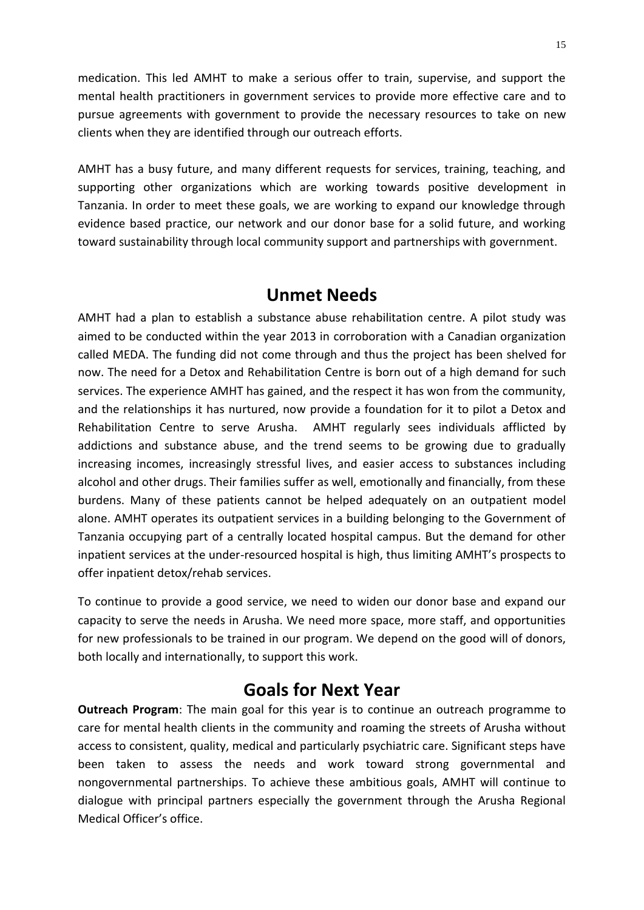medication. This led AMHT to make a serious offer to train, supervise, and support the mental health practitioners in government services to provide more effective care and to pursue agreements with government to provide the necessary resources to take on new clients when they are identified through our outreach efforts.

AMHT has a busy future, and many different requests for services, training, teaching, and supporting other organizations which are working towards positive development in Tanzania. In order to meet these goals, we are working to expand our knowledge through evidence based practice, our network and our donor base for a solid future, and working toward sustainability through local community support and partnerships with government.

## Unmet Needs

AMHT had a plan to establish a substance abuse rehabilitation centre. A pilot study was aimed to be conducted within the year 2013 in corroboration with a Canadian organization called MEDA. The funding did not come through and thus the project has been shelved for now. The need for a Detox and Rehabilitation Centre is born out of a high demand for such services. The experience AMHT has gained, and the respect it has won from the community, and the relationships it has nurtured, now provide a foundation for it to pilot a Detox and Rehabilitation Centre to serve Arusha. AMHT regularly sees individuals afflicted by addictions and substance abuse, and the trend seems to be growing due to gradually increasing incomes, increasingly stressful lives, and easier access to substances including alcohol and other drugs. Their families suffer as well, emotionally and financially, from these burdens. Many of these patients cannot be helped adequately on an outpatient model alone. AMHT operates its outpatient services in a building belonging to the Government of Tanzania occupying part of a centrally located hospital campus. But the demand for other inpatient services at the under-resourced hospital is high, thus limiting AMHT's prospects to offer inpatient detox/rehab services.

To continue to provide a good service, we need to widen our donor base and expand our capacity to serve the needs in Arusha. We need more space, more staff, and opportunities for new professionals to be trained in our program. We depend on the good will of donors, both locally and internationally, to support this work.

## Goals for Next Year

**Outreach Program**: The main goal for this year is to continue an outreach programme to care for mental health clients in the community and roaming the streets of Arusha without access to consistent, quality, medical and particularly psychiatric care. Significant steps have been taken to assess the needs and work toward strong governmental and nongovernmental partnerships. To achieve these ambitious goals, AMHT will continue to dialogue with principal partners especially the government through the Arusha Regional Medical Officer's office.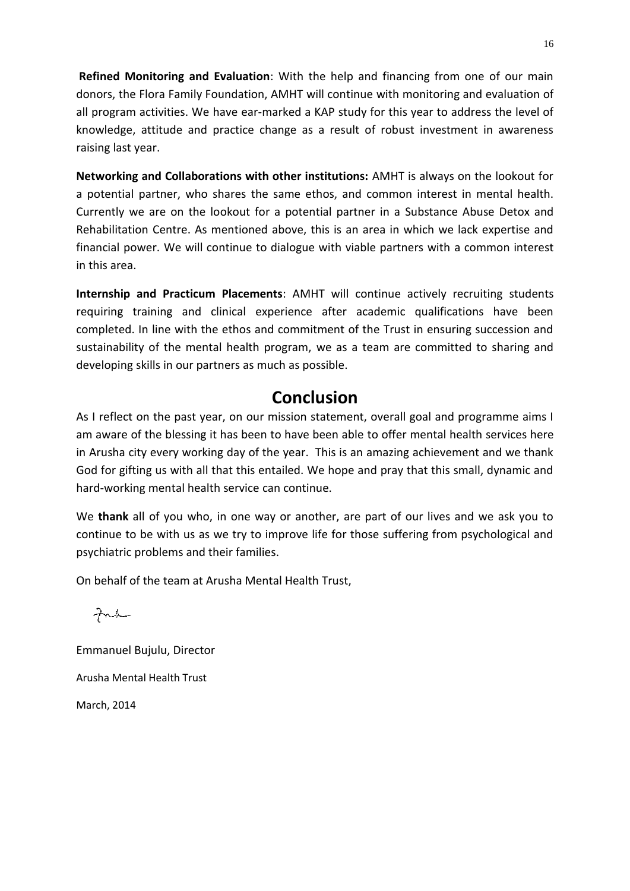**Refined Monitoring and Evaluation**: With the help and financing from one of our main donors, the Flora Family Foundation, AMHT will continue with monitoring and evaluation of all program activities. We have ear-marked a KAP study for this year to address the level of knowledge, attitude and practice change as a result of robust investment in awareness raising last year.

**Networking and Collaborations with other institutions:** AMHT is always on the lookout for a potential partner, who shares the same ethos, and common interest in mental health. Currently we are on the lookout for a potential partner in a Substance Abuse Detox and Rehabilitation Centre. As mentioned above, this is an area in which we lack expertise and financial power. We will continue to dialogue with viable partners with a common interest in this area.

**Internship and Practicum Placements**: AMHT will continue actively recruiting students requiring training and clinical experience after academic qualifications have been completed. In line with the ethos and commitment of the Trust in ensuring succession and sustainability of the mental health program, we as a team are committed to sharing and developing skills in our partners as much as possible.

# Conclusion

As I reflect on the past year, on our mission statement, overall goal and programme aims I am aware of the blessing it has been to have been able to offer mental health services here in Arusha city every working day of the year. This is an amazing achievement and we thank God for gifting us with all that this entailed. We hope and pray that this small, dynamic and hard-working mental health service can continue.

We **thank** all of you who, in one way or another, are part of our lives and we ask you to continue to be with us as we try to improve life for those suffering from psychological and psychiatric problems and their families.

On behalf of the team at Arusha Mental Health Trust,

Emmanuel Bujulu, Director

Arusha Mental Health Trust

March, 2014